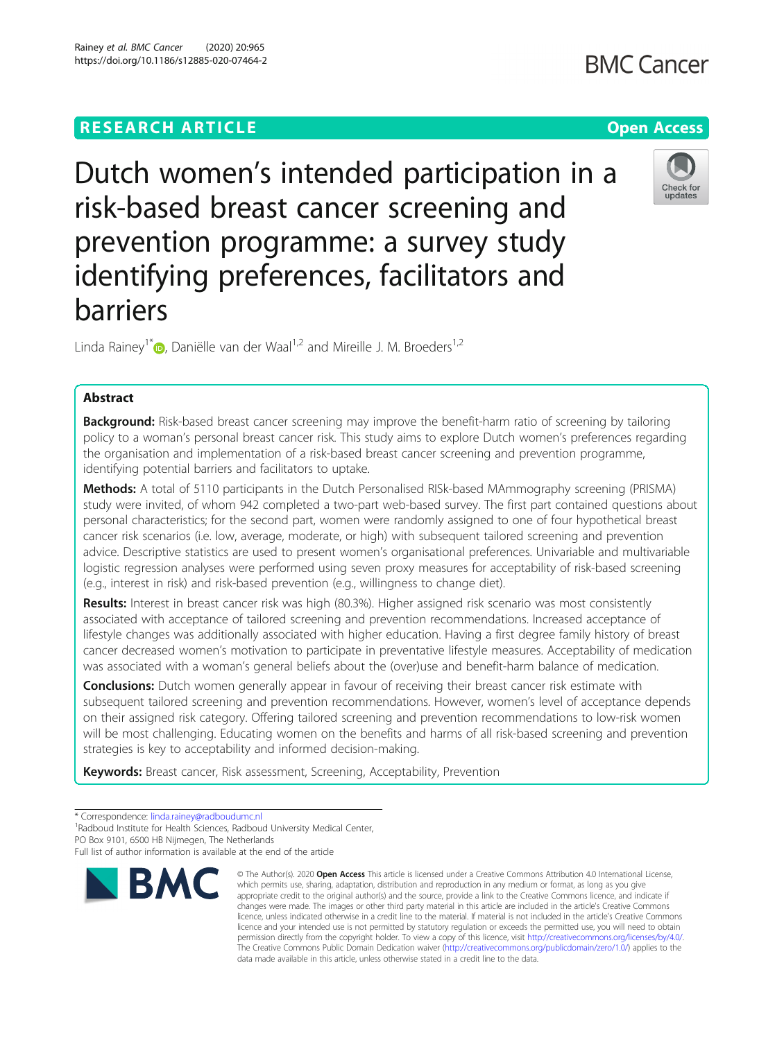RESEARCH ARTICLE

Open Access

# Dutch women's intended participation in a risk-based breast cancer screening and prevention programme: a survey study identifying preferences, facilitators and barriers

Linda Rainey[1*], Daniëlle van der Waal[1,2] and Mireille J. M. Broeders[1,2]

## Abstract

**Background:** Risk-based breast cancer screening may improve the benefit-harm ratio of screening by tailoring policy to a woman's personal breast cancer risk. This study aims to explore Dutch women's preferences regarding the organisation and implementation of a risk-based breast cancer screening and prevention programme, identifying potential barriers and facilitators to uptake.

**Methods:** A total of 5110 participants in the Dutch Personalised RISk-based MAmmography screening (PRISMA) study were invited, of whom 942 completed a two-part web-based survey. The first part contained questions about personal characteristics; for the second part, women were randomly assigned to one of four hypothetical breast cancer risk scenarios (i.e. low, average, moderate, or high) with subsequent tailored screening and prevention advice. Descriptive statistics are used to present women's organisational preferences. Univariable and multivariable logistic regression analyses were performed using seven proxy measures for acceptability of risk-based screening (e.g., interest in risk) and risk-based prevention (e.g., willingness to change diet).

**Results:** Interest in breast cancer risk was high (80.3%). Higher assigned risk scenario was most consistently associated with acceptance of tailored screening and prevention recommendations. Increased acceptance of lifestyle changes was additionally associated with higher education. Having a first degree family history of breast cancer decreased women's motivation to participate in preventative lifestyle measures. Acceptability of medication was associated with a woman's general beliefs about the (over)use and benefit-harm balance of medication.

**Conclusions:** Dutch women generally appear in favour of receiving their breast cancer risk estimate with subsequent tailored screening and prevention recommendations. However, women's level of acceptance depends on their assigned risk category. Offering tailored screening and prevention recommendations to low-risk women will be most challenging. Educating women on the benefits and harms of all risk-based screening and prevention strategies is key to acceptability and informed decision-making.

**Keywords:** Breast cancer, Risk assessment, Screening, Acceptability, Prevention

---

\* Correspondence: linda.rainey@radboudumc.nl
[1]Radboud Institute for Health Sciences, Radboud University Medical Center, PO Box 9101, 6500 HB Nijmegen, The Netherlands
Full list of author information is available at the end of the article

© The Author(s). 2020 **Open Access** This article is licensed under a Creative Commons Attribution 4.0 International License, which permits use, sharing, adaptation, distribution and reproduction in any medium or format, as long as you give appropriate credit to the original author(s) and the source, provide a link to the Creative Commons licence, and indicate if changes were made. The images or other third party material in this article are included in the article's Creative Commons licence, unless indicated otherwise in a credit line to the material. If material is not included in the article's Creative Commons licence and your intended use is not permitted by statutory regulation or exceeds the permitted use, you will need to obtain permission directly from the copyright holder. To view a copy of this licence, visit http://creativecommons.org/licenses/by/4.0/. The Creative Commons Public Domain Dedication waiver (http://creativecommons.org/publicdomain/zero/1.0/) applies to the data made available in this article, unless otherwise stated in a credit line to the data.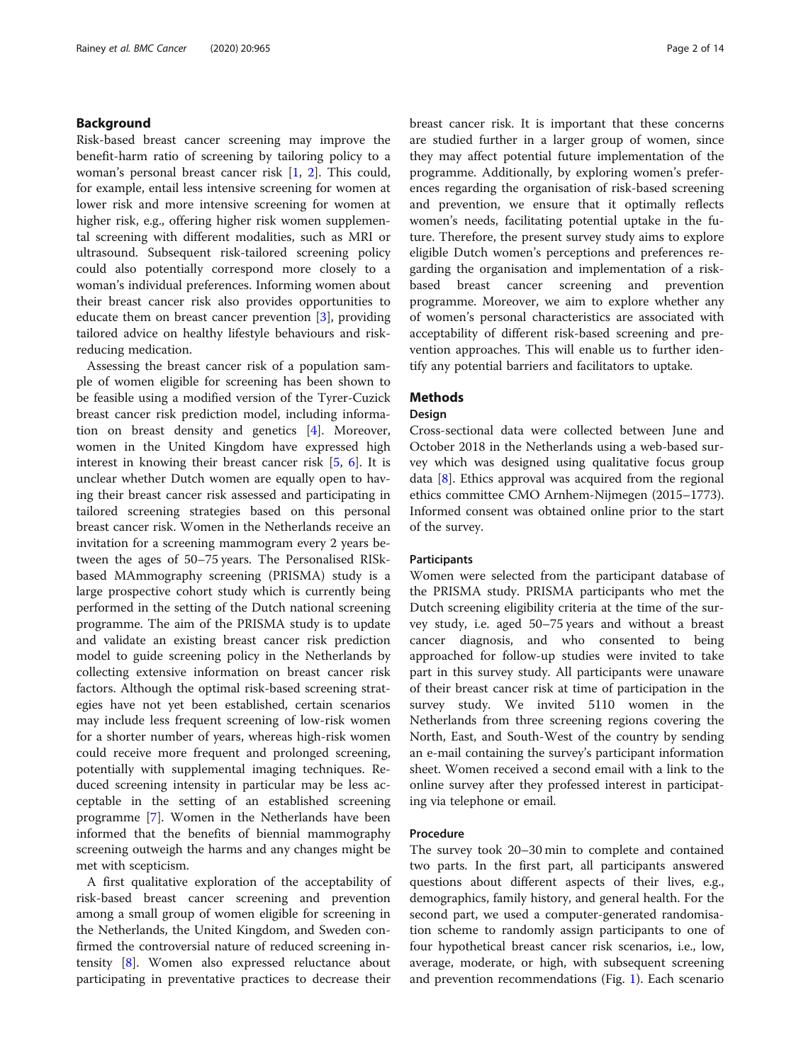## Background

Risk-based breast cancer screening may improve the benefit-harm ratio of screening by tailoring policy to a woman's personal breast cancer risk [1, 2]. This could, for example, entail less intensive screening for women at lower risk and more intensive screening for women at higher risk, e.g., offering higher risk women supplemental screening with different modalities, such as MRI or ultrasound. Subsequent risk-tailored screening policy could also potentially correspond more closely to a woman's individual preferences. Informing women about their breast cancer risk also provides opportunities to educate them on breast cancer prevention [3], providing tailored advice on healthy lifestyle behaviours and risk-reducing medication.

Assessing the breast cancer risk of a population sample of women eligible for screening has been shown to be feasible using a modified version of the Tyrer-Cuzick breast cancer risk prediction model, including information on breast density and genetics [4]. Moreover, women in the United Kingdom have expressed high interest in knowing their breast cancer risk [5, 6]. It is unclear whether Dutch women are equally open to having their breast cancer risk assessed and participating in tailored screening strategies based on this personal breast cancer risk. Women in the Netherlands receive an invitation for a screening mammogram every 2 years between the ages of 50–75 years. The Personalised RISk-based MAmmography screening (PRISMA) study is a large prospective cohort study which is currently being performed in the setting of the Dutch national screening programme. The aim of the PRISMA study is to update and validate an existing breast cancer risk prediction model to guide screening policy in the Netherlands by collecting extensive information on breast cancer risk factors. Although the optimal risk-based screening strategies have not yet been established, certain scenarios may include less frequent screening of low-risk women for a shorter number of years, whereas high-risk women could receive more frequent and prolonged screening, potentially with supplemental imaging techniques. Reduced screening intensity in particular may be less acceptable in the setting of an established screening programme [7]. Women in the Netherlands have been informed that the benefits of biennial mammography screening outweigh the harms and any changes might be met with scepticism.

A first qualitative exploration of the acceptability of risk-based breast cancer screening and prevention among a small group of women eligible for screening in the Netherlands, the United Kingdom, and Sweden confirmed the controversial nature of reduced screening intensity [8]. Women also expressed reluctance about participating in preventative practices to decrease their breast cancer risk. It is important that these concerns are studied further in a larger group of women, since they may affect potential future implementation of the programme. Additionally, by exploring women's preferences regarding the organisation of risk-based screening and prevention, we ensure that it optimally reflects women's needs, facilitating potential uptake in the future. Therefore, the present survey study aims to explore eligible Dutch women's perceptions and preferences regarding the organisation and implementation of a risk-based breast cancer screening and prevention programme. Moreover, we aim to explore whether any of women's personal characteristics are associated with acceptability of different risk-based screening and prevention approaches. This will enable us to further identify any potential barriers and facilitators to uptake.

## Methods

### Design

Cross-sectional data were collected between June and October 2018 in the Netherlands using a web-based survey which was designed using qualitative focus group data [8]. Ethics approval was acquired from the regional ethics committee CMO Arnhem-Nijmegen (2015–1773). Informed consent was obtained online prior to the start of the survey.

### Participants

Women were selected from the participant database of the PRISMA study. PRISMA participants who met the Dutch screening eligibility criteria at the time of the survey study, i.e. aged 50–75 years and without a breast cancer diagnosis, and who consented to being approached for follow-up studies were invited to take part in this survey study. All participants were unaware of their breast cancer risk at time of participation in the survey study. We invited 5110 women in the Netherlands from three screening regions covering the North, East, and South-West of the country by sending an e-mail containing the survey's participant information sheet. Women received a second email with a link to the online survey after they professed interest in participating via telephone or email.

### Procedure

The survey took 20–30 min to complete and contained two parts. In the first part, all participants answered questions about different aspects of their lives, e.g., demographics, family history, and general health. For the second part, we used a computer-generated randomisation scheme to randomly assign participants to one of four hypothetical breast cancer risk scenarios, i.e., low, average, moderate, or high, with subsequent screening and prevention recommendations (Fig. 1). Each scenario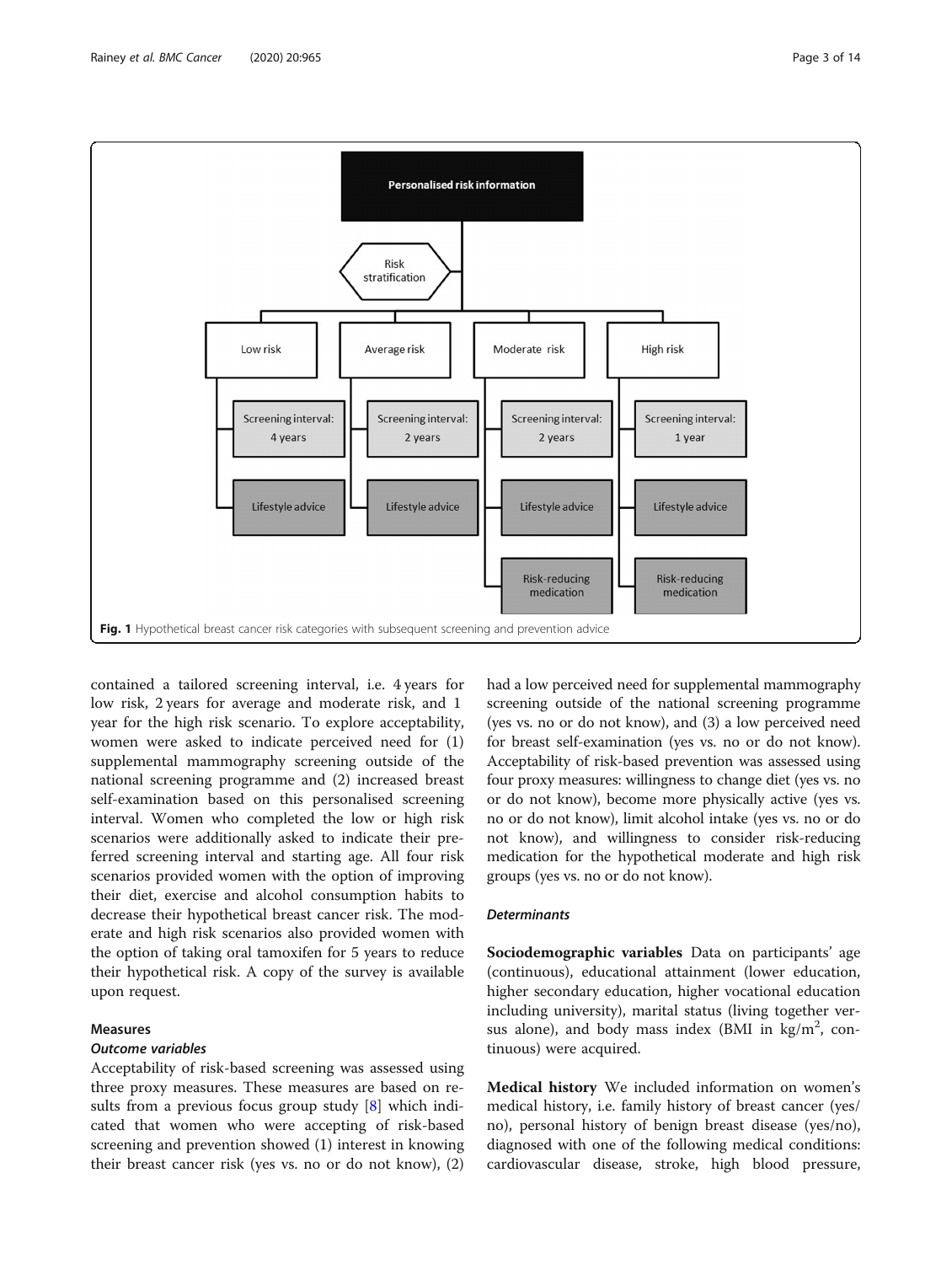Fig. 1 Hypothetical breast cancer risk categories with subsequent screening and prevention advice

contained a tailored screening interval, i.e. 4 years for low risk, 2 years for average and moderate risk, and 1 year for the high risk scenario. To explore acceptability, women were asked to indicate perceived need for (1) supplemental mammography screening outside of the national screening programme and (2) increased breast self-examination based on this personalised screening interval. Women who completed the low or high risk scenarios were additionally asked to indicate their preferred screening interval and starting age. All four risk scenarios provided women with the option of improving their diet, exercise and alcohol consumption habits to decrease their hypothetical breast cancer risk. The moderate and high risk scenarios also provided women with the option of taking oral tamoxifen for 5 years to reduce their hypothetical risk. A copy of the survey is available upon request.

## Measures

### *Outcome variables*

Acceptability of risk-based screening was assessed using three proxy measures. These measures are based on results from a previous focus group study [8] which indicated that women who were accepting of risk-based screening and prevention showed (1) interest in knowing their breast cancer risk (yes vs. no or do not know), (2) had a low perceived need for supplemental mammography screening outside of the national screening programme (yes vs. no or do not know), and (3) a low perceived need for breast self-examination (yes vs. no or do not know). Acceptability of risk-based prevention was assessed using four proxy measures: willingness to change diet (yes vs. no or do not know), become more physically active (yes vs. no or do not know), limit alcohol intake (yes vs. no or do not know), and willingness to consider risk-reducing medication for the hypothetical moderate and high risk groups (yes vs. no or do not know).

### *Determinants*

**Sociodemographic variables** Data on participants' age (continuous), educational attainment (lower education, higher secondary education, higher vocational education including university), marital status (living together versus alone), and body mass index (BMI in $kg/m^2$, continuous) were acquired.

**Medical history** We included information on women's medical history, i.e. family history of breast cancer (yes/no), personal history of benign breast disease (yes/no), diagnosed with one of the following medical conditions: cardiovascular disease, stroke, high blood pressure,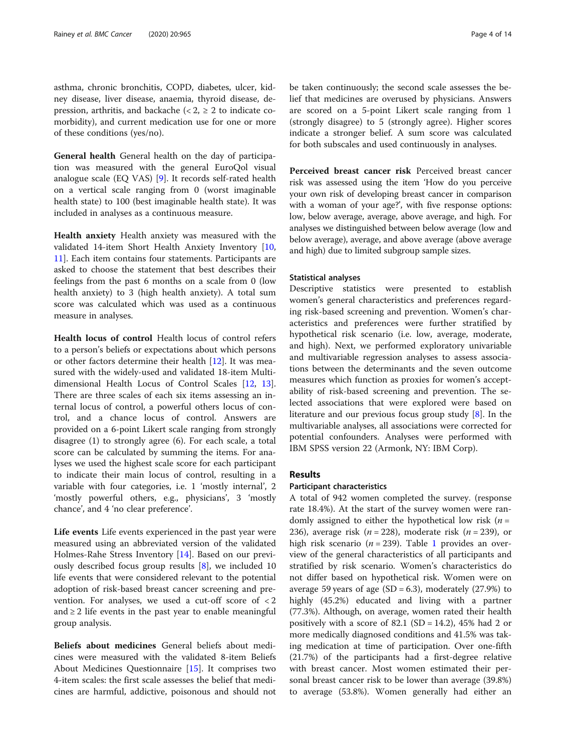asthma, chronic bronchitis, COPD, diabetes, ulcer, kidney disease, liver disease, anaemia, thyroid disease, depression, arthritis, and backache (< 2, ≥ 2 to indicate comorbidity), and current medication use for one or more of these conditions (yes/no).

**General health** General health on the day of participation was measured with the general EuroQol visual analogue scale (EQ VAS) [9]. It records self-rated health on a vertical scale ranging from 0 (worst imaginable health state) to 100 (best imaginable health state). It was included in analyses as a continuous measure.

**Health anxiety** Health anxiety was measured with the validated 14-item Short Health Anxiety Inventory [10, 11]. Each item contains four statements. Participants are asked to choose the statement that best describes their feelings from the past 6 months on a scale from 0 (low health anxiety) to 3 (high health anxiety). A total sum score was calculated which was used as a continuous measure in analyses.

**Health locus of control** Health locus of control refers to a person's beliefs or expectations about which persons or other factors determine their health [12]. It was measured with the widely-used and validated 18-item Multidimensional Health Locus of Control Scales [12, 13]. There are three scales of each six items assessing an internal locus of control, a powerful others locus of control, and a chance locus of control. Answers are provided on a 6-point Likert scale ranging from strongly disagree (1) to strongly agree (6). For each scale, a total score can be calculated by summing the items. For analyses we used the highest scale score for each participant to indicate their main locus of control, resulting in a variable with four categories, i.e. 1 'mostly internal', 2 'mostly powerful others, e.g., physicians', 3 'mostly chance', and 4 'no clear preference'.

**Life events** Life events experienced in the past year were measured using an abbreviated version of the validated Holmes-Rahe Stress Inventory [14]. Based on our previously described focus group results [8], we included 10 life events that were considered relevant to the potential adoption of risk-based breast cancer screening and prevention. For analyses, we used a cut-off score of < 2 and ≥ 2 life events in the past year to enable meaningful group analysis.

**Beliefs about medicines** General beliefs about medicines were measured with the validated 8-item Beliefs About Medicines Questionnaire [15]. It comprises two 4-item scales: the first scale assesses the belief that medicines are harmful, addictive, poisonous and should not be taken continuously; the second scale assesses the belief that medicines are overused by physicians. Answers are scored on a 5-point Likert scale ranging from 1 (strongly disagree) to 5 (strongly agree). Higher scores indicate a stronger belief. A sum score was calculated for both subscales and used continuously in analyses.

**Perceived breast cancer risk** Perceived breast cancer risk was assessed using the item 'How do you perceive your own risk of developing breast cancer in comparison with a woman of your age?', with five response options: low, below average, average, above average, and high. For analyses we distinguished between below average (low and below average), average, and above average (above average and high) due to limited subgroup sample sizes.

### Statistical analyses

Descriptive statistics were presented to establish women's general characteristics and preferences regarding risk-based screening and prevention. Women's characteristics and preferences were further stratified by hypothetical risk scenario (i.e. low, average, moderate, and high). Next, we performed exploratory univariable and multivariable regression analyses to assess associations between the determinants and the seven outcome measures which function as proxies for women's acceptability of risk-based screening and prevention. The selected associations that were explored were based on literature and our previous focus group study [8]. In the multivariable analyses, all associations were corrected for potential confounders. Analyses were performed with IBM SPSS version 22 (Armonk, NY: IBM Corp).

## Results

### Participant characteristics

A total of 942 women completed the survey. (response rate 18.4%). At the start of the survey women were randomly assigned to either the hypothetical low risk ($n$ = 236), average risk ($n$ = 228), moderate risk ($n$ = 239), or high risk scenario ($n$ = 239). Table 1 provides an overview of the general characteristics of all participants and stratified by risk scenario. Women's characteristics do not differ based on hypothetical risk. Women were on average 59 years of age (SD = 6.3), moderately (27.9%) to highly (45.2%) educated and living with a partner (77.3%). Although, on average, women rated their health positively with a score of 82.1 (SD = 14.2), 45% had 2 or more medically diagnosed conditions and 41.5% was taking medication at time of participation. Over one-fifth (21.7%) of the participants had a first-degree relative with breast cancer. Most women estimated their personal breast cancer risk to be lower than average (39.8%) to average (53.8%). Women generally had either an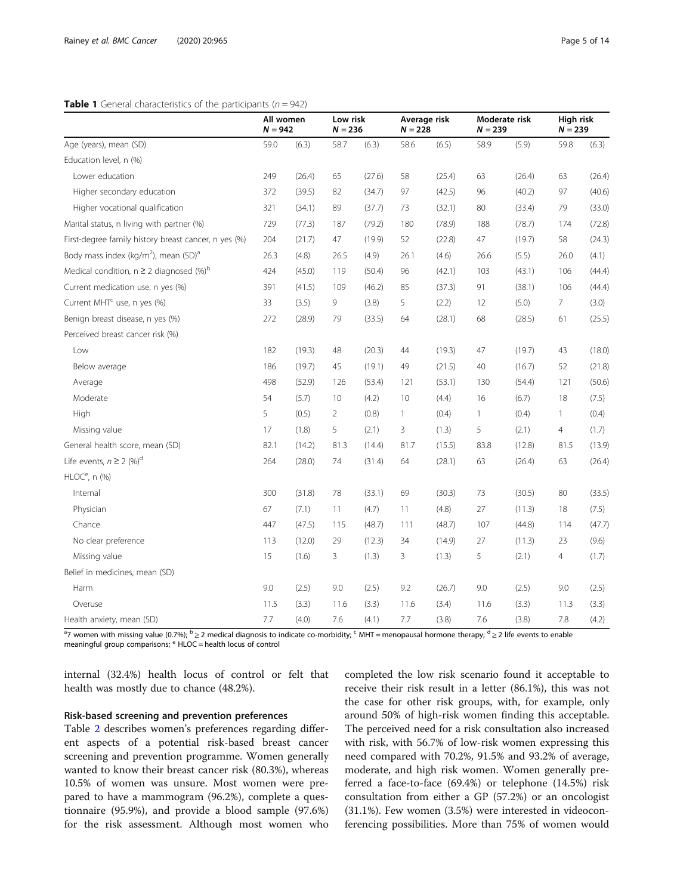**Table 1** General characteristics of the participants ($n = 942$)

| | All women $N = 942$ | | Low risk $N = 236$ | | Average risk $N = 228$ | | Moderate risk $N = 239$ | | High risk $N = 239$ | |
|---|---|---|---|---|---|---|---|---|---|---|
| Age (years), mean (SD) | 59.0 | (6.3) | 58.7 | (6.3) | 58.6 | (6.5) | 58.9 | (5.9) | 59.8 | (6.3) |
| Education level, n (%) | | | | | | | | | | |
| Lower education | 249 | (26.4) | 65 | (27.6) | 58 | (25.4) | 63 | (26.4) | 63 | (26.4) |
| Higher secondary education | 372 | (39.5) | 82 | (34.7) | 97 | (42.5) | 96 | (40.2) | 97 | (40.6) |
| Higher vocational qualification | 321 | (34.1) | 89 | (37.7) | 73 | (32.1) | 80 | (33.4) | 79 | (33.0) |
| Marital status, n living with partner (%) | 729 | (77.3) | 187 | (79.2) | 180 | (78.9) | 188 | (78.7) | 174 | (72.8) |
| First-degree family history breast cancer, n yes (%) | 204 | (21.7) | 47 | (19.9) | 52 | (22.8) | 47 | (19.7) | 58 | (24.3) |
| Body mass index (kg/m$^2$), mean (SD)[a] | 26.3 | (4.8) | 26.5 | (4.9) | 26.1 | (4.6) | 26.6 | (5.5) | 26.0 | (4.1) |
| Medical condition, n ≥ 2 diagnosed (%)[b] | 424 | (45.0) | 119 | (50.4) | 96 | (42.1) | 103 | (43.1) | 106 | (44.4) |
| Current medication use, n yes (%) | 391 | (41.5) | 109 | (46.2) | 85 | (37.3) | 91 | (38.1) | 106 | (44.4) |
| Current MHT[c] use, n yes (%) | 33 | (3.5) | 9 | (3.8) | 5 | (2.2) | 12 | (5.0) | 7 | (3.0) |
| Benign breast disease, n yes (%) | 272 | (28.9) | 79 | (33.5) | 64 | (28.1) | 68 | (28.5) | 61 | (25.5) |
| Perceived breast cancer risk (%) | | | | | | | | | | |
| Low | 182 | (19.3) | 48 | (20.3) | 44 | (19.3) | 47 | (19.7) | 43 | (18.0) |
| Below average | 186 | (19.7) | 45 | (19.1) | 49 | (21.5) | 40 | (16.7) | 52 | (21.8) |
| Average | 498 | (52.9) | 126 | (53.4) | 121 | (53.1) | 130 | (54.4) | 121 | (50.6) |
| Moderate | 54 | (5.7) | 10 | (4.2) | 10 | (4.4) | 16 | (6.7) | 18 | (7.5) |
| High | 5 | (0.5) | 2 | (0.8) | 1 | (0.4) | 1 | (0.4) | 1 | (0.4) |
| Missing value | 17 | (1.8) | 5 | (2.1) | 3 | (1.3) | 5 | (2.1) | 4 | (1.7) |
| General health score, mean (SD) | 82.1 | (14.2) | 81.3 | (14.4) | 81.7 | (15.5) | 83.8 | (12.8) | 81.5 | (13.9) |
| Life events, $n \geq 2$ (%)[d] | 264 | (28.0) | 74 | (31.4) | 64 | (28.1) | 63 | (26.4) | 63 | (26.4) |
| HLOC[e], n (%) | | | | | | | | | | |
| Internal | 300 | (31.8) | 78 | (33.1) | 69 | (30.3) | 73 | (30.5) | 80 | (33.5) |
| Physician | 67 | (7.1) | 11 | (4.7) | 11 | (4.8) | 27 | (11.3) | 18 | (7.5) |
| Chance | 447 | (47.5) | 115 | (48.7) | 111 | (48.7) | 107 | (44.8) | 114 | (47.7) |
| No clear preference | 113 | (12.0) | 29 | (12.3) | 34 | (14.9) | 27 | (11.3) | 23 | (9.6) |
| Missing value | 15 | (1.6) | 3 | (1.3) | 3 | (1.3) | 5 | (2.1) | 4 | (1.7) |
| Belief in medicines, mean (SD) | | | | | | | | | | |
| Harm | 9.0 | (2.5) | 9.0 | (2.5) | 9.2 | (26.7) | 9.0 | (2.5) | 9.0 | (2.5) |
| Overuse | 11.5 | (3.3) | 11.6 | (3.3) | 11.6 | (3.4) | 11.6 | (3.3) | 11.3 | (3.3) |
| Health anxiety, mean (SD) | 7.7 | (4.0) | 7.6 | (4.1) | 7.7 | (3.8) | 7.6 | (3.8) | 7.8 | (4.2) |

[a]7 women with missing value (0.7%); [b] ≥ 2 medical diagnosis to indicate co-morbidity; [c] MHT = menopausal hormone therapy; [d] ≥ 2 life events to enable meaningful group comparisons; [e] HLOC = health locus of control

internal (32.4%) health locus of control or felt that health was mostly due to chance (48.2%).

### Risk-based screening and prevention preferences

Table 2 describes women's preferences regarding different aspects of a potential risk-based breast cancer screening and prevention programme. Women generally wanted to know their breast cancer risk (80.3%), whereas 10.5% of women was unsure. Most women were prepared to have a mammogram (96.2%), complete a questionnaire (95.9%), and provide a blood sample (97.6%) for the risk assessment. Although most women who completed the low risk scenario found it acceptable to receive their risk result in a letter (86.1%), this was not the case for other risk groups, with, for example, only around 50% of high-risk women finding this acceptable. The perceived need for a risk consultation also increased with risk, with 56.7% of low-risk women expressing this need compared with 70.2%, 91.5% and 93.2% of average, moderate, and high risk women. Women generally preferred a face-to-face (69.4%) or telephone (14.5%) risk consultation from either a GP (57.2%) or an oncologist (31.1%). Few women (3.5%) were interested in videoconferencing possibilities. More than 75% of women would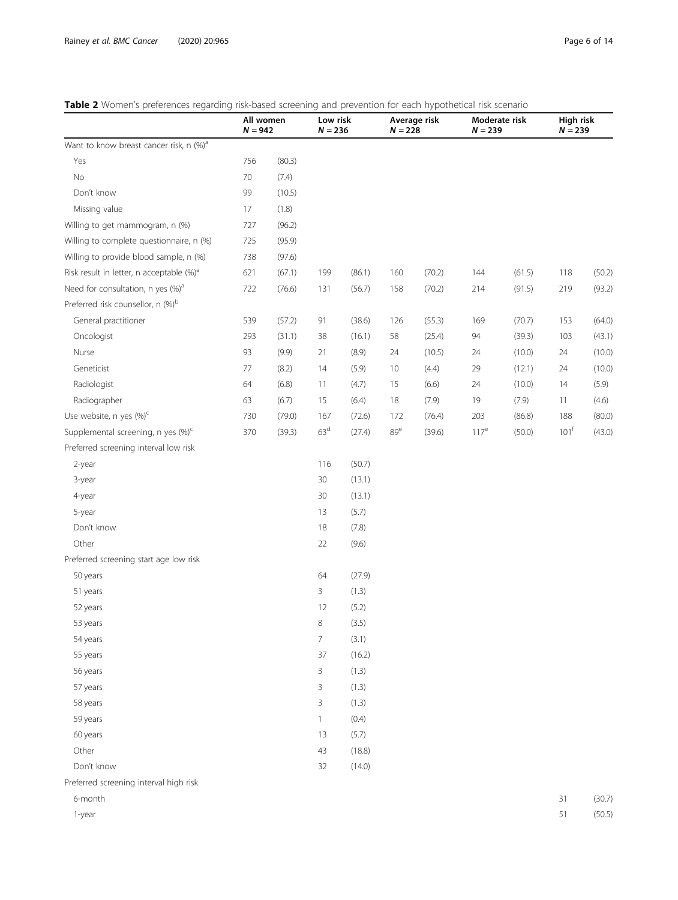**Table 2** Women's preferences regarding risk-based screening and prevention for each hypothetical risk scenario

| | All women $N = 942$ | | Low risk $N = 236$ | | Average risk $N = 228$ | | Moderate risk $N = 239$ | | High risk $N = 239$ | |
|---|---|---|---|---|---|---|---|---|---|---|
| Want to know breast cancer risk, n (%)[a] | | | | | | | | | | |
| Yes | 756 | (80.3) | | | | | | | | |
| No | 70 | (7.4) | | | | | | | | |
| Don't know | 99 | (10.5) | | | | | | | | |
| Missing value | 17 | (1.8) | | | | | | | | |
| Willing to get mammogram, n (%) | 727 | (96.2) | | | | | | | | |
| Willing to complete questionnaire, n (%) | 725 | (95.9) | | | | | | | | |
| Willing to provide blood sample, n (%) | 738 | (97.6) | | | | | | | | |
| Risk result in letter, n acceptable (%)[a] | 621 | (67.1) | 199 | (86.1) | 160 | (70.2) | 144 | (61.5) | 118 | (50.2) |
| Need for consultation, n yes (%)[a] | 722 | (76.6) | 131 | (56.7) | 158 | (70.2) | 214 | (91.5) | 219 | (93.2) |
| Preferred risk counsellor, n (%)[b] | | | | | | | | | | |
| General practitioner | 539 | (57.2) | 91 | (38.6) | 126 | (55.3) | 169 | (70.7) | 153 | (64.0) |
| Oncologist | 293 | (31.1) | 38 | (16.1) | 58 | (25.4) | 94 | (39.3) | 103 | (43.1) |
| Nurse | 93 | (9.9) | 21 | (8.9) | 24 | (10.5) | 24 | (10.0) | 24 | (10.0) |
| Geneticist | 77 | (8.2) | 14 | (5.9) | 10 | (4.4) | 29 | (12.1) | 24 | (10.0) |
| Radiologist | 64 | (6.8) | 11 | (4.7) | 15 | (6.6) | 24 | (10.0) | 14 | (5.9) |
| Radiographer | 63 | (6.7) | 15 | (6.4) | 18 | (7.9) | 19 | (7.9) | 11 | (4.6) |
| Use website, n yes (%)[c] | 730 | (79.0) | 167 | (72.6) | 172 | (76.4) | 203 | (86.8) | 188 | (80.0) |
| Supplemental screening, n yes (%)[c] | 370 | (39.3) | 63[d] | (27.4) | 89[e] | (39.6) | 117[e] | (50.0) | 101[f] | (43.0) |
| Preferred screening interval low risk | | | | | | | | | | |
| 2-year | | | 116 | (50.7) | | | | | | |
| 3-year | | | 30 | (13.1) | | | | | | |
| 4-year | | | 30 | (13.1) | | | | | | |
| 5-year | | | 13 | (5.7) | | | | | | |
| Don't know | | | 18 | (7.8) | | | | | | |
| Other | | | 22 | (9.6) | | | | | | |
| Preferred screening start age low risk | | | | | | | | | | |
| 50 years | | | 64 | (27.9) | | | | | | |
| 51 years | | | 3 | (1.3) | | | | | | |
| 52 years | | | 12 | (5.2) | | | | | | |
| 53 years | | | 8 | (3.5) | | | | | | |
| 54 years | | | 7 | (3.1) | | | | | | |
| 55 years | | | 37 | (16.2) | | | | | | |
| 56 years | | | 3 | (1.3) | | | | | | |
| 57 years | | | 3 | (1.3) | | | | | | |
| 58 years | | | 3 | (1.3) | | | | | | |
| 59 years | | | 1 | (0.4) | | | | | | |
| 60 years | | | 13 | (5.7) | | | | | | |
| Other | | | 43 | (18.8) | | | | | | |
| Don't know | | | 32 | (14.0) | | | | | | |
| Preferred screening interval high risk | | | | | | | | | | |
| 6-month | | | | | | | | | 31 | (30.7) |
| 1-year | | | | | | | | | 51 | (50.5) |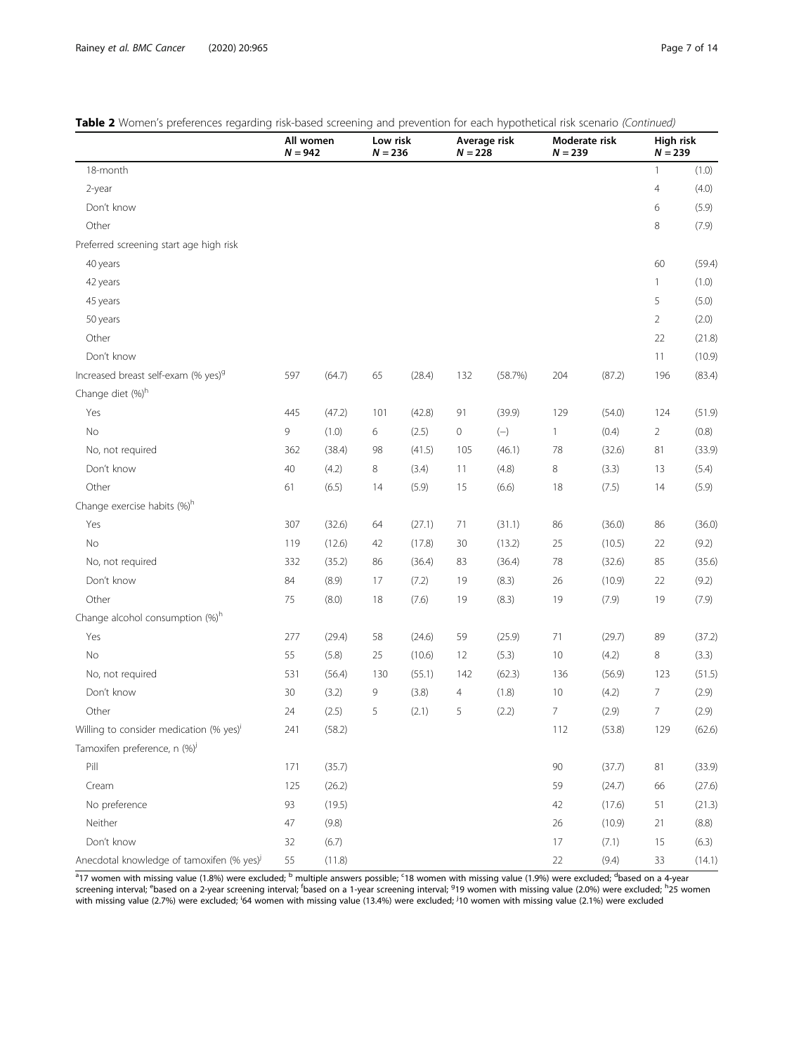**Table 2** Women's preferences regarding risk-based screening and prevention for each hypothetical risk scenario *(Continued)*

| | All women $N = 942$ | | Low risk $N = 236$ | | Average risk $N = 228$ | | Moderate risk $N = 239$ | | High risk $N = 239$ | |
|---|---|---|---|---|---|---|---|---|---|---|
| 18-month | | | | | | | | | 1 | (1.0) |
| 2-year | | | | | | | | | 4 | (4.0) |
| Don't know | | | | | | | | | 6 | (5.9) |
| Other | | | | | | | | | 8 | (7.9) |
| Preferred screening start age high risk | | | | | | | | | | |
| 40 years | | | | | | | | | 60 | (59.4) |
| 42 years | | | | | | | | | 1 | (1.0) |
| 45 years | | | | | | | | | 5 | (5.0) |
| 50 years | | | | | | | | | 2 | (2.0) |
| Other | | | | | | | | | 22 | (21.8) |
| Don't know | | | | | | | | | 11 | (10.9) |
| Increased breast self-exam (% yes)[g] | 597 | (64.7) | 65 | (28.4) | 132 | (58.7%) | 204 | (87.2) | 196 | (83.4) |
| Change diet (%)[h] | | | | | | | | | | |
| Yes | 445 | (47.2) | 101 | (42.8) | 91 | (39.9) | 129 | (54.0) | 124 | (51.9) |
| No | 9 | (1.0) | 6 | (2.5) | 0 | (–) | 1 | (0.4) | 2 | (0.8) |
| No, not required | 362 | (38.4) | 98 | (41.5) | 105 | (46.1) | 78 | (32.6) | 81 | (33.9) |
| Don't know | 40 | (4.2) | 8 | (3.4) | 11 | (4.8) | 8 | (3.3) | 13 | (5.4) |
| Other | 61 | (6.5) | 14 | (5.9) | 15 | (6.6) | 18 | (7.5) | 14 | (5.9) |
| Change exercise habits (%)[h] | | | | | | | | | | |
| Yes | 307 | (32.6) | 64 | (27.1) | 71 | (31.1) | 86 | (36.0) | 86 | (36.0) |
| No | 119 | (12.6) | 42 | (17.8) | 30 | (13.2) | 25 | (10.5) | 22 | (9.2) |
| No, not required | 332 | (35.2) | 86 | (36.4) | 83 | (36.4) | 78 | (32.6) | 85 | (35.6) |
| Don't know | 84 | (8.9) | 17 | (7.2) | 19 | (8.3) | 26 | (10.9) | 22 | (9.2) |
| Other | 75 | (8.0) | 18 | (7.6) | 19 | (8.3) | 19 | (7.9) | 19 | (7.9) |
| Change alcohol consumption (%)[h] | | | | | | | | | | |
| Yes | 277 | (29.4) | 58 | (24.6) | 59 | (25.9) | 71 | (29.7) | 89 | (37.2) |
| No | 55 | (5.8) | 25 | (10.6) | 12 | (5.3) | 10 | (4.2) | 8 | (3.3) |
| No, not required | 531 | (56.4) | 130 | (55.1) | 142 | (62.3) | 136 | (56.9) | 123 | (51.5) |
| Don't know | 30 | (3.2) | 9 | (3.8) | 4 | (1.8) | 10 | (4.2) | 7 | (2.9) |
| Other | 24 | (2.5) | 5 | (2.1) | 5 | (2.2) | 7 | (2.9) | 7 | (2.9) |
| Willing to consider medication (% yes)[i] | 241 | (58.2) | | | | | 112 | (53.8) | 129 | (62.6) |
| Tamoxifen preference, n (%)[j] | | | | | | | | | | |
| Pill | 171 | (35.7) | | | | | 90 | (37.7) | 81 | (33.9) |
| Cream | 125 | (26.2) | | | | | 59 | (24.7) | 66 | (27.6) |
| No preference | 93 | (19.5) | | | | | 42 | (17.6) | 51 | (21.3) |
| Neither | 47 | (9.8) | | | | | 26 | (10.9) | 21 | (8.8) |
| Don't know | 32 | (6.7) | | | | | 17 | (7.1) | 15 | (6.3) |
| Anecdotal knowledge of tamoxifen (% yes)[j] | 55 | (11.8) | | | | | 22 | (9.4) | 33 | (14.1) |

[a]17 women with missing value (1.8%) were excluded; [b] multiple answers possible; [c]18 women with missing value (1.9%) were excluded; [d]based on a 4-year screening interval; [e]based on a 2-year screening interval; [f]based on a 1-year screening interval; [g]19 women with missing value (2.0%) were excluded; [h]25 women with missing value (2.7%) were excluded; [i]64 women with missing value (13.4%) were excluded; [j]10 women with missing value (2.1%) were excluded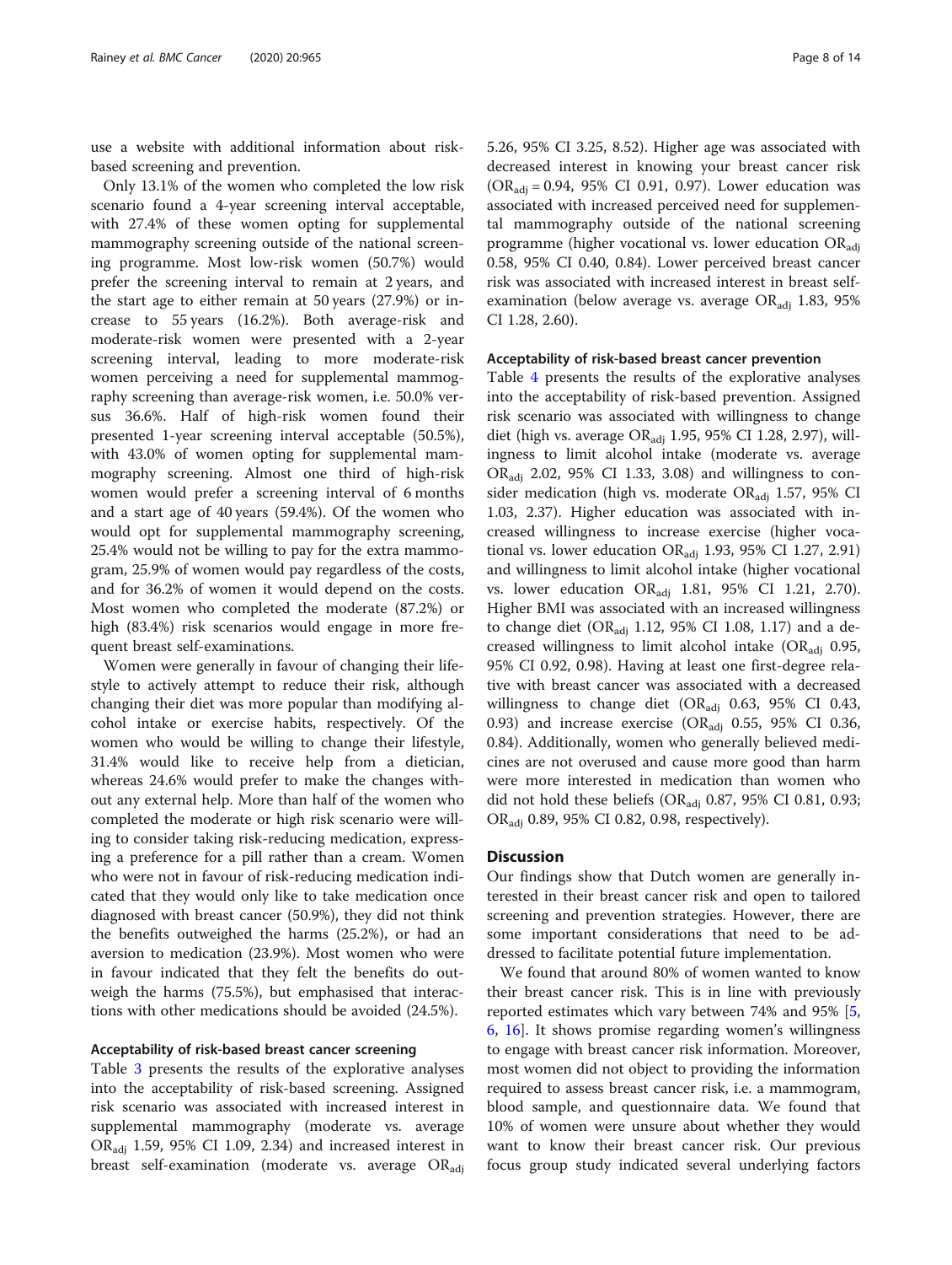use a website with additional information about risk-based screening and prevention.

Only 13.1% of the women who completed the low risk scenario found a 4-year screening interval acceptable, with 27.4% of these women opting for supplemental mammography screening outside of the national screening programme. Most low-risk women (50.7%) would prefer the screening interval to remain at 2 years, and the start age to either remain at 50 years (27.9%) or increase to 55 years (16.2%). Both average-risk and moderate-risk women were presented with a 2-year screening interval, leading to more moderate-risk women perceiving a need for supplemental mammography screening than average-risk women, i.e. 50.0% versus 36.6%. Half of high-risk women found their presented 1-year screening interval acceptable (50.5%), with 43.0% of women opting for supplemental mammography screening. Almost one third of high-risk women would prefer a screening interval of 6 months and a start age of 40 years (59.4%). Of the women who would opt for supplemental mammography screening, 25.4% would not be willing to pay for the extra mammogram, 25.9% of women would pay regardless of the costs, and for 36.2% of women it would depend on the costs. Most women who completed the moderate (87.2%) or high (83.4%) risk scenarios would engage in more frequent breast self-examinations.

Women were generally in favour of changing their lifestyle to actively attempt to reduce their risk, although changing their diet was more popular than modifying alcohol intake or exercise habits, respectively. Of the women who would be willing to change their lifestyle, 31.4% would like to receive help from a dietician, whereas 24.6% would prefer to make the changes without any external help. More than half of the women who completed the moderate or high risk scenario were willing to consider taking risk-reducing medication, expressing a preference for a pill rather than a cream. Women who were not in favour of risk-reducing medication indicated that they would only like to take medication once diagnosed with breast cancer (50.9%), they did not think the benefits outweighed the harms (25.2%), or had an aversion to medication (23.9%). Most women who were in favour indicated that they felt the benefits do outweigh the harms (75.5%), but emphasised that interactions with other medications should be avoided (24.5%).

### Acceptability of risk-based breast cancer screening

Table 3 presents the results of the explorative analyses into the acceptability of risk-based screening. Assigned risk scenario was associated with increased interest in supplemental mammography (moderate vs. average $OR_{adj}$ 1.59, 95% CI 1.09, 2.34) and increased interest in breast self-examination (moderate vs. average $OR_{adj}$ 5.26, 95% CI 3.25, 8.52). Higher age was associated with decreased interest in knowing your breast cancer risk ($OR_{adj}$ = 0.94, 95% CI 0.91, 0.97). Lower education was associated with increased perceived need for supplemental mammography outside of the national screening programme (higher vocational vs. lower education $OR_{adj}$ 0.58, 95% CI 0.40, 0.84). Lower perceived breast cancer risk was associated with increased interest in breast self-examination (below average vs. average $OR_{adj}$ 1.83, 95% CI 1.28, 2.60).

### Acceptability of risk-based breast cancer prevention

Table 4 presents the results of the explorative analyses into the acceptability of risk-based prevention. Assigned risk scenario was associated with willingness to change diet (high vs. average $OR_{adj}$ 1.95, 95% CI 1.28, 2.97), willingness to limit alcohol intake (moderate vs. average $OR_{adj}$ 2.02, 95% CI 1.33, 3.08) and willingness to consider medication (high vs. moderate $OR_{adj}$ 1.57, 95% CI 1.03, 2.37). Higher education was associated with increased willingness to increase exercise (higher vocational vs. lower education $OR_{adj}$ 1.93, 95% CI 1.27, 2.91) and willingness to limit alcohol intake (higher vocational vs. lower education $OR_{adj}$ 1.81, 95% CI 1.21, 2.70). Higher BMI was associated with an increased willingness to change diet ($OR_{adj}$ 1.12, 95% CI 1.08, 1.17) and a decreased willingness to limit alcohol intake ($OR_{adj}$ 0.95, 95% CI 0.92, 0.98). Having at least one first-degree relative with breast cancer was associated with a decreased willingness to change diet ($OR_{adj}$ 0.63, 95% CI 0.43, 0.93) and increase exercise ($OR_{adj}$ 0.55, 95% CI 0.36, 0.84). Additionally, women who generally believed medicines are not overused and cause more good than harm were more interested in medication than women who did not hold these beliefs ($OR_{adj}$ 0.87, 95% CI 0.81, 0.93; $OR_{adj}$ 0.89, 95% CI 0.82, 0.98, respectively).

## Discussion

Our findings show that Dutch women are generally interested in their breast cancer risk and open to tailored screening and prevention strategies. However, there are some important considerations that need to be addressed to facilitate potential future implementation.

We found that around 80% of women wanted to know their breast cancer risk. This is in line with previously reported estimates which vary between 74% and 95% [5, 6, 16]. It shows promise regarding women's willingness to engage with breast cancer risk information. Moreover, most women did not object to providing the information required to assess breast cancer risk, i.e. a mammogram, blood sample, and questionnaire data. We found that 10% of women were unsure about whether they would want to know their breast cancer risk. Our previous focus group study indicated several underlying factors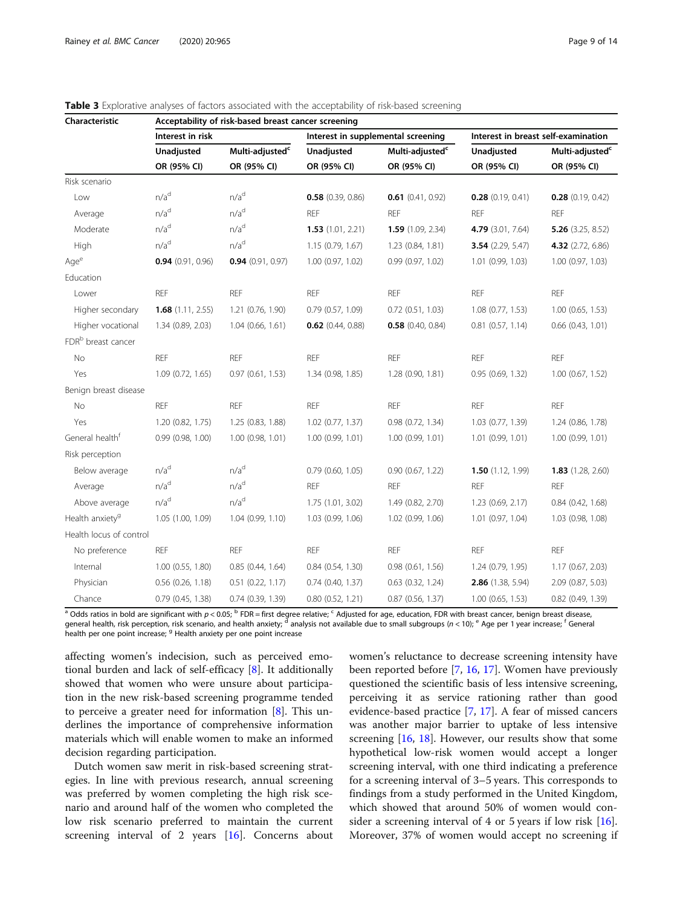**Table 3** Explorative analyses of factors associated with the acceptability of risk-based screening

| Characteristic | Acceptability of risk-based breast cancer screening | | | | | |
|---|---|---|---|---|---|---|
| | Interest in risk | | Interest in supplemental screening | | Interest in breast self-examination | |
| | Unadjusted OR (95% CI) | Multi-adjusted[c] OR (95% CI) | Unadjusted OR (95% CI) | Multi-adjusted[c] OR (95% CI) | Unadjusted OR (95% CI) | Multi-adjusted[c] OR (95% CI) |
| Risk scenario | | | | | | |
| Low | n/a[d] | n/a[d] | **0.58** (0.39, 0.86) | **0.61** (0.41, 0.92) | **0.28** (0.19, 0.41) | **0.28** (0.19, 0.42) |
| Average | n/a[d] | n/a[d] | REF | REF | REF | REF |
| Moderate | n/a[d] | n/a[d] | **1.53** (1.01, 2.21) | **1.59** (1.09, 2.34) | **4.79** (3.01, 7.64) | **5.26** (3.25, 8.52) |
| High | n/a[d] | n/a[d] | 1.15 (0.79, 1.67) | 1.23 (0.84, 1.81) | **3.54** (2.29, 5.47) | **4.32** (2.72, 6.86) |
| Age[e] | **0.94** (0.91, 0.96) | **0.94** (0.91, 0.97) | 1.00 (0.97, 1.02) | 0.99 (0.97, 1.02) | 1.01 (0.99, 1.03) | 1.00 (0.97, 1.03) |
| Education | | | | | | |
| Lower | REF | REF | REF | REF | REF | REF |
| Higher secondary | **1.68** (1.11, 2.55) | 1.21 (0.76, 1.90) | 0.79 (0.57, 1.09) | 0.72 (0.51, 1.03) | 1.08 (0.77, 1.53) | 1.00 (0.65, 1.53) |
| Higher vocational | 1.34 (0.89, 2.03) | 1.04 (0.66, 1.61) | **0.62** (0.44, 0.88) | **0.58** (0.40, 0.84) | 0.81 (0.57, 1.14) | 0.66 (0.43, 1.01) |
| FDR[b] breast cancer | | | | | | |
| No | REF | REF | REF | REF | REF | REF |
| Yes | 1.09 (0.72, 1.65) | 0.97 (0.61, 1.53) | 1.34 (0.98, 1.85) | 1.28 (0.90, 1.81) | 0.95 (0.69, 1.32) | 1.00 (0.67, 1.52) |
| Benign breast disease | | | | | | |
| No | REF | REF | REF | REF | REF | REF |
| Yes | 1.20 (0.82, 1.75) | 1.25 (0.83, 1.88) | 1.02 (0.77, 1.37) | 0.98 (0.72, 1.34) | 1.03 (0.77, 1.39) | 1.24 (0.86, 1.78) |
| General health[f] | 0.99 (0.98, 1.00) | 1.00 (0.98, 1.01) | 1.00 (0.99, 1.01) | 1.00 (0.99, 1.01) | 1.01 (0.99, 1.01) | 1.00 (0.99, 1.01) |
| Risk perception | | | | | | |
| Below average | n/a[d] | n/a[d] | 0.79 (0.60, 1.05) | 0.90 (0.67, 1.22) | **1.50** (1.12, 1.99) | **1.83** (1.28, 2.60) |
| Average | n/a[d] | n/a[d] | REF | REF | REF | REF |
| Above average | n/a[d] | n/a[d] | 1.75 (1.01, 3.02) | 1.49 (0.82, 2.70) | 1.23 (0.69, 2.17) | 0.84 (0.42, 1.68) |
| Health anxiety[g] | 1.05 (1.00, 1.09) | 1.04 (0.99, 1.10) | 1.03 (0.99, 1.06) | 1.02 (0.99, 1.06) | 1.01 (0.97, 1.04) | 1.03 (0.98, 1.08) |
| Health locus of control | | | | | | |
| No preference | REF | REF | REF | REF | REF | REF |
| Internal | 1.00 (0.55, 1.80) | 0.85 (0.44, 1.64) | 0.84 (0.54, 1.30) | 0.98 (0.61, 1.56) | 1.24 (0.79, 1.95) | 1.17 (0.67, 2.03) |
| Physician | 0.56 (0.26, 1.18) | 0.51 (0.22, 1.17) | 0.74 (0.40, 1.37) | 0.63 (0.32, 1.24) | **2.86** (1.38, 5.94) | 2.09 (0.87, 5.03) |
| Chance | 0.79 (0.45, 1.38) | 0.74 (0.39, 1.39) | 0.80 (0.52, 1.21) | 0.87 (0.56, 1.37) | 1.00 (0.65, 1.53) | 0.82 (0.49, 1.39) |

[a] Odds ratios in bold are significant with $p < 0.05$; [b] FDR = first degree relative; [c] Adjusted for age, education, FDR with breast cancer, benign breast disease, general health, risk perception, risk scenario, and health anxiety; [d] analysis not available due to small subgroups ($n < 10$); [e] Age per 1 year increase; [f] General health per one point increase; [g] Health anxiety per one point increase

affecting women's indecision, such as perceived emotional burden and lack of self-efficacy [8]. It additionally showed that women who were unsure about participation in the new risk-based screening programme tended to perceive a greater need for information [8]. This underlines the importance of comprehensive information materials which will enable women to make an informed decision regarding participation.

Dutch women saw merit in risk-based screening strategies. In line with previous research, annual screening was preferred by women completing the high risk scenario and around half of the women who completed the low risk scenario preferred to maintain the current screening interval of 2 years [16]. Concerns about women's reluctance to decrease screening intensity have been reported before [7, 16, 17]. Women have previously questioned the scientific basis of less intensive screening, perceiving it as service rationing rather than good evidence-based practice [7, 17]. A fear of missed cancers was another major barrier to uptake of less intensive screening [16, 18]. However, our results show that some hypothetical low-risk women would accept a longer screening interval, with one third indicating a preference for a screening interval of 3–5 years. This corresponds to findings from a study performed in the United Kingdom, which showed that around 50% of women would consider a screening interval of 4 or 5 years if low risk [16]. Moreover, 37% of women would accept no screening if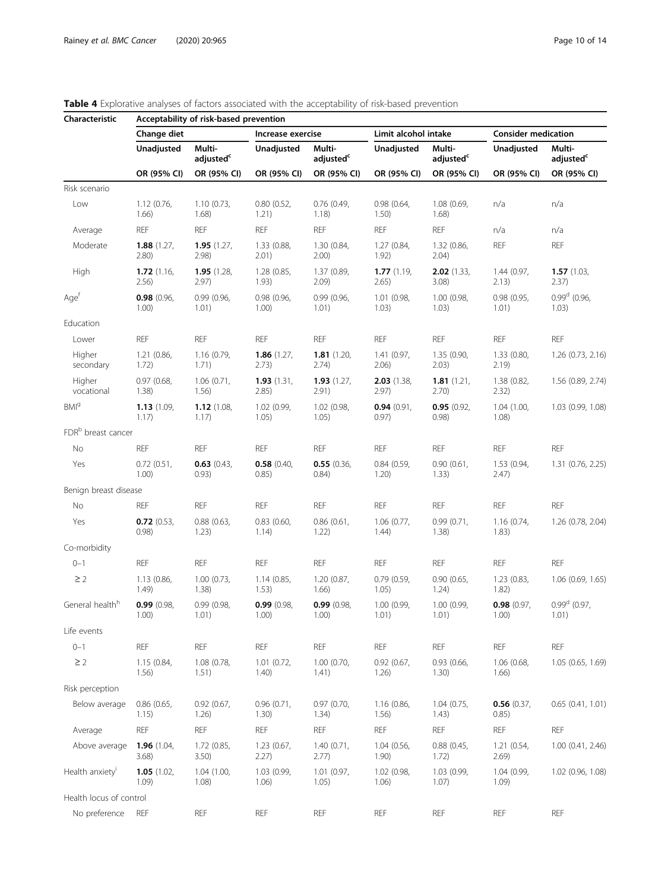**Table 4** Explorative analyses of factors associated with the acceptability of risk-based prevention

| Characteristic | Acceptability of risk-based prevention | | | | | | | |
|---|---|---|---|---|---|---|---|---|
| | Change diet | | Increase exercise | | Limit alcohol intake | | Consider medication | |
| | Unadjusted | Multi-adjusted[c] | Unadjusted | Multi-adjusted[c] | Unadjusted | Multi-adjusted[c] | Unadjusted | Multi-adjusted[c] |
| | OR (95% CI) | OR (95% CI) | OR (95% CI) | OR (95% CI) | OR (95% CI) | OR (95% CI) | OR (95% CI) | OR (95% CI) |
| Risk scenario | | | | | | | | |
| Low | 1.12 (0.76, 1.66) | 1.10 (0.73, 1.68) | 0.80 (0.52, 1.21) | 0.76 (0.49, 1.18) | 0.98 (0.64, 1.50) | 1.08 (0.69, 1.68) | n/a | n/a |
| Average | REF | REF | REF | REF | REF | REF | n/a | n/a |
| Moderate | **1.88** (1.27, 2.80) | **1.95** (1.27, 2.98) | 1.33 (0.88, 2.01) | 1.30 (0.84, 2.00) | 1.27 (0.84, 1.92) | 1.32 (0.86, 2.04) | REF | REF |
| High | **1.72** (1.16, 2.56) | **1.95** (1.28, 2.97) | 1.28 (0.85, 1.93) | 1.37 (0.89, 2.09) | **1.77** (1.19, 2.65) | **2.02** (1.33, 3.08) | 1.44 (0.97, 2.13) | **1.57** (1.03, 2.37) |
| Age[f] | **0.98** (0.96, 1.00) | 0.99 (0.96, 1.01) | 0.98 (0.96, 1.00) | 0.99 (0.96, 1.01) | 1.01 (0.98, 1.03) | 1.00 (0.98, 1.03) | 0.98 (0.95, 1.01) | 0.99[d] (0.96, 1.03) |
| Education | | | | | | | | |
| Lower | REF | REF | REF | REF | REF | REF | REF | REF |
| Higher secondary | 1.21 (0.86, 1.72) | 1.16 (0.79, 1.71) | **1.86** (1.27, 2.73) | **1.81** (1.20, 2.74) | 1.41 (0.97, 2.06) | 1.35 (0.90, 2.03) | 1.33 (0.80, 2.19) | 1.26 (0.73, 2.16) |
| Higher vocational | 0.97 (0.68, 1.38) | 1.06 (0.71, 1.56) | **1.93** (1.31, 2.85) | **1.93** (1.27, 2.91) | **2.03** (1.38, 2.97) | **1.81** (1.21, 2.70) | 1.38 (0.82, 2.32) | 1.56 (0.89, 2.74) |
| BMI[g] | **1.13** (1.09, 1.17) | **1.12** (1.08, 1.17) | 1.02 (0.99, 1.05) | 1.02 (0.98, 1.05) | **0.94** (0.91, 0.97) | **0.95** (0.92, 0.98) | 1.04 (1.00, 1.08) | 1.03 (0.99, 1.08) |
| FDR[b] breast cancer | | | | | | | | |
| No | REF | REF | REF | REF | REF | REF | REF | REF |
| Yes | 0.72 (0.51, 1.00) | **0.63** (0.43, 0.93) | **0.58** (0.40, 0.85) | **0.55** (0.36, 0.84) | 0.84 (0.59, 1.20) | 0.90 (0.61, 1.33) | 1.53 (0.94, 2.47) | 1.31 (0.76, 2.25) |
| Benign breast disease | | | | | | | | |
| No | REF | REF | REF | REF | REF | REF | REF | REF |
| Yes | **0.72** (0.53, 0.98) | 0.88 (0.63, 1.23) | 0.83 (0.60, 1.14) | 0.86 (0.61, 1.22) | 1.06 (0.77, 1.44) | 0.99 (0.71, 1.38) | 1.16 (0.74, 1.83) | 1.26 (0.78, 2.04) |
| Co-morbidity | | | | | | | | |
| 0–1 | REF | REF | REF | REF | REF | REF | REF | REF |
| ≥ 2 | 1.13 (0.86, 1.49) | 1.00 (0.73, 1.38) | 1.14 (0.85, 1.53) | 1.20 (0.87, 1.66) | 0.79 (0.59, 1.05) | 0.90 (0.65, 1.24) | 1.23 (0.83, 1.82) | 1.06 (0.69, 1.65) |
| General health[h] | **0.99** (0.98, 1.00) | 0.99 (0.98, 1.01) | **0.99** (0.98, 1.00) | **0.99** (0.98, 1.00) | 1.00 (0.99, 1.01) | 1.00 (0.99, 1.01) | **0.98** (0.97, 1.00) | 0.99[d] (0.97, 1.01) |
| Life events | | | | | | | | |
| 0–1 | REF | REF | REF | REF | REF | REF | REF | REF |
| ≥ 2 | 1.15 (0.84, 1.56) | 1.08 (0.78, 1.51) | 1.01 (0.72, 1.40) | 1.00 (0.70, 1.41) | 0.92 (0.67, 1.26) | 0.93 (0.66, 1.30) | 1.06 (0.68, 1.66) | 1.05 (0.65, 1.69) |
| Risk perception | | | | | | | | |
| Below average | 0.86 (0.65, 1.15) | 0.92 (0.67, 1.26) | 0.96 (0.71, 1.30) | 0.97 (0.70, 1.34) | 1.16 (0.86, 1.56) | 1.04 (0.75, 1.43) | **0.56** (0.37, 0.85) | 0.65 (0.41, 1.01) |
| Average | REF | REF | REF | REF | REF | REF | REF | REF |
| Above average | **1.96** (1.04, 3.68) | 1.72 (0.85, 3.50) | 1.23 (0.67, 2.27) | 1.40 (0.71, 2.77) | 1.04 (0.56, 1.90) | 0.88 (0.45, 1.72) | 1.21 (0.54, 2.69) | 1.00 (0.41, 2.46) |
| Health anxiety[i] | **1.05** (1.02, 1.09) | 1.04 (1.00, 1.08) | 1.03 (0.99, 1.06) | 1.01 (0.97, 1.05) | 1.02 (0.98, 1.06) | 1.03 (0.99, 1.07) | 1.04 (0.99, 1.09) | 1.02 (0.96, 1.08) |
| Health locus of control | | | | | | | | |
| No preference | REF | REF | REF | REF | REF | REF | REF | REF |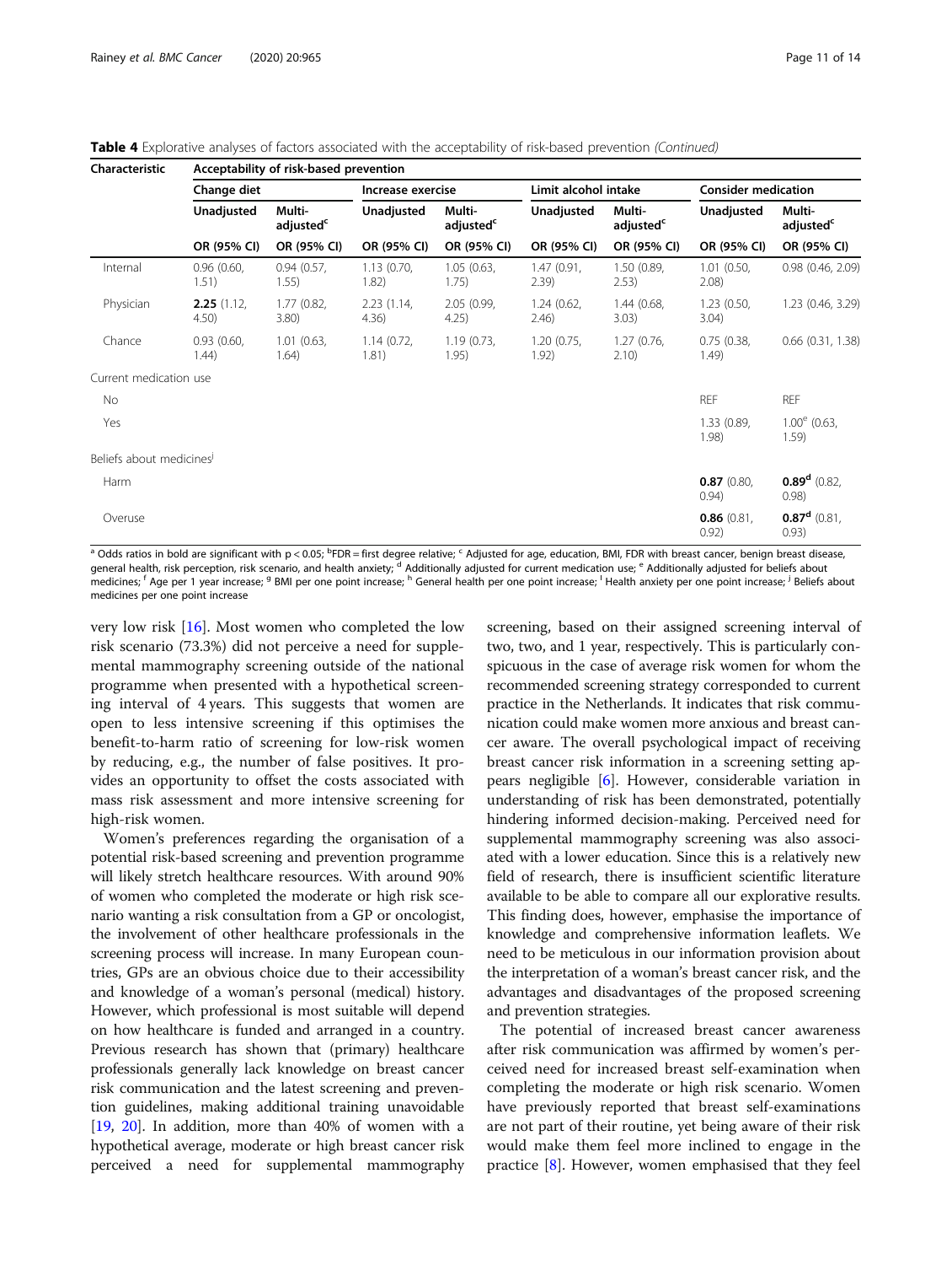**Table 4** Explorative analyses of factors associated with the acceptability of risk-based prevention *(Continued)*

| Characteristic | Acceptability of risk-based prevention | | | | | | | |
|---|---|---|---|---|---|---|---|---|
| | Change diet | | Increase exercise | | Limit alcohol intake | | Consider medication | |
| | Unadjusted | Multi-adjusted[c] | Unadjusted | Multi-adjusted[c] | Unadjusted | Multi-adjusted[c] | Unadjusted | Multi-adjusted[c] |
| | OR (95% CI) | OR (95% CI) | OR (95% CI) | OR (95% CI) | OR (95% CI) | OR (95% CI) | OR (95% CI) | OR (95% CI) |
| Internal | 0.96 (0.60, 1.51) | 0.94 (0.57, 1.55) | 1.13 (0.70, 1.82) | 1.05 (0.63, 1.75) | 1.47 (0.91, 2.39) | 1.50 (0.89, 2.53) | 1.01 (0.50, 2.08) | 0.98 (0.46, 2.09) |
| Physician | **2.25** (1.12, 4.50) | 1.77 (0.82, 3.80) | 2.23 (1.14, 4.36) | 2.05 (0.99, 4.25) | 1.24 (0.62, 2.46) | 1.44 (0.68, 3.03) | 1.23 (0.50, 3.04) | 1.23 (0.46, 3.29) |
| Chance | 0.93 (0.60, 1.44) | 1.01 (0.63, 1.64) | 1.14 (0.72, 1.81) | 1.19 (0.73, 1.95) | 1.20 (0.75, 1.92) | 1.27 (0.76, 2.10) | 0.75 (0.38, 1.49) | 0.66 (0.31, 1.38) |
| Current medication use | | | | | | | | |
| No | | | | | | | REF | REF |
| Yes | | | | | | | 1.33 (0.89, 1.98) | 1.00[e] (0.63, 1.59) |
| Beliefs about medicines[j] | | | | | | | | |
| Harm | | | | | | | **0.87** (0.80, 0.94) | **0.89[d]** (0.82, 0.98) |
| Overuse | | | | | | | **0.86** (0.81, 0.92) | **0.87[d]** (0.81, 0.93) |

[a] Odds ratios in bold are significant with $p < 0.05$; [b]FDR = first degree relative; [c] Adjusted for age, education, BMI, FDR with breast cancer, benign breast disease, general health, risk perception, risk scenario, and health anxiety; [d] Additionally adjusted for current medication use; [e] Additionally adjusted for beliefs about medicines; [f] Age per 1 year increase; [g] BMI per one point increase; [h] General health per one point increase; [i] Health anxiety per one point increase; [j] Beliefs about medicines per one point increase

very low risk [16]. Most women who completed the low risk scenario (73.3%) did not perceive a need for supplemental mammography screening outside of the national programme when presented with a hypothetical screening interval of 4 years. This suggests that women are open to less intensive screening if this optimises the benefit-to-harm ratio of screening for low-risk women by reducing, e.g., the number of false positives. It provides an opportunity to offset the costs associated with mass risk assessment and more intensive screening for high-risk women.

Women's preferences regarding the organisation of a potential risk-based screening and prevention programme will likely stretch healthcare resources. With around 90% of women who completed the moderate or high risk scenario wanting a risk consultation from a GP or oncologist, the involvement of other healthcare professionals in the screening process will increase. In many European countries, GPs are an obvious choice due to their accessibility and knowledge of a woman's personal (medical) history. However, which professional is most suitable will depend on how healthcare is funded and arranged in a country. Previous research has shown that (primary) healthcare professionals generally lack knowledge on breast cancer risk communication and the latest screening and prevention guidelines, making additional training unavoidable [19, 20]. In addition, more than 40% of women with a hypothetical average, moderate or high breast cancer risk perceived a need for supplemental mammography screening, based on their assigned screening interval of two, two, and 1 year, respectively. This is particularly conspicuous in the case of average risk women for whom the recommended screening strategy corresponded to current practice in the Netherlands. It indicates that risk communication could make women more anxious and breast cancer aware. The overall psychological impact of receiving breast cancer risk information in a screening setting appears negligible [6]. However, considerable variation in understanding of risk has been demonstrated, potentially hindering informed decision-making. Perceived need for supplemental mammography screening was also associated with a lower education. Since this is a relatively new field of research, there is insufficient scientific literature available to be able to compare all our explorative results. This finding does, however, emphasise the importance of knowledge and comprehensive information leaflets. We need to be meticulous in our information provision about the interpretation of a woman's breast cancer risk, and the advantages and disadvantages of the proposed screening and prevention strategies.

The potential of increased breast cancer awareness after risk communication was affirmed by women's perceived need for increased breast self-examination when completing the moderate or high risk scenario. Women have previously reported that breast self-examinations are not part of their routine, yet being aware of their risk would make them feel more inclined to engage in the practice [8]. However, women emphasised that they feel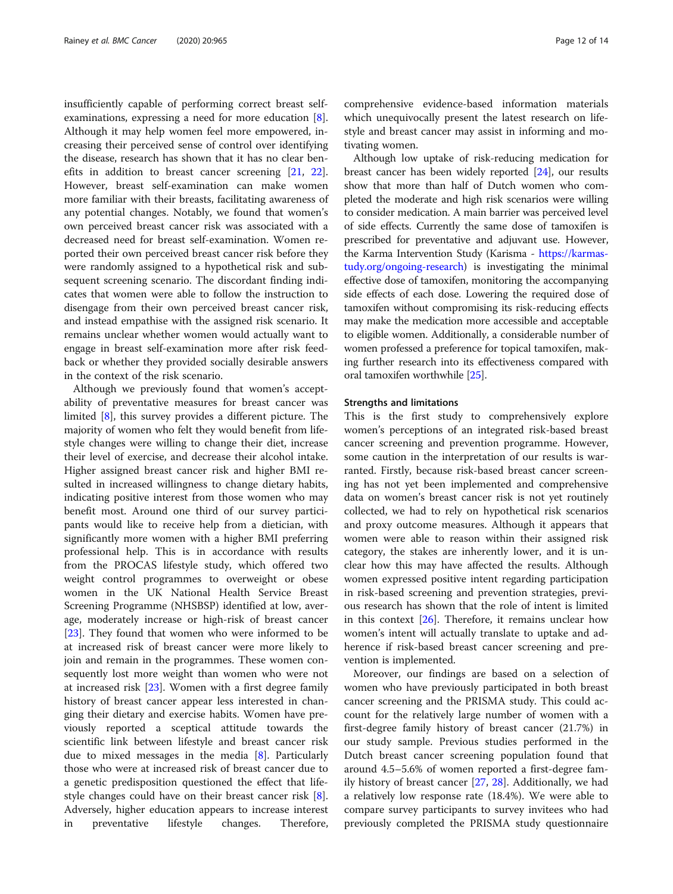insufficiently capable of performing correct breast self-examinations, expressing a need for more education [8]. Although it may help women feel more empowered, increasing their perceived sense of control over identifying the disease, research has shown that it has no clear benefits in addition to breast cancer screening [21, 22]. However, breast self-examination can make women more familiar with their breasts, facilitating awareness of any potential changes. Notably, we found that women's own perceived breast cancer risk was associated with a decreased need for breast self-examination. Women reported their own perceived breast cancer risk before they were randomly assigned to a hypothetical risk and subsequent screening scenario. The discordant finding indicates that women were able to follow the instruction to disengage from their own perceived breast cancer risk, and instead empathise with the assigned risk scenario. It remains unclear whether women would actually want to engage in breast self-examination more after risk feedback or whether they provided socially desirable answers in the context of the risk scenario.

Although we previously found that women's acceptability of preventative measures for breast cancer was limited [8], this survey provides a different picture. The majority of women who felt they would benefit from lifestyle changes were willing to change their diet, increase their level of exercise, and decrease their alcohol intake. Higher assigned breast cancer risk and higher BMI resulted in increased willingness to change dietary habits, indicating positive interest from those women who may benefit most. Around one third of our survey participants would like to receive help from a dietician, with significantly more women with a higher BMI preferring professional help. This is in accordance with results from the PROCAS lifestyle study, which offered two weight control programmes to overweight or obese women in the UK National Health Service Breast Screening Programme (NHSBSP) identified at low, average, moderately increase or high-risk of breast cancer [23]. They found that women who were informed to be at increased risk of breast cancer were more likely to join and remain in the programmes. These women consequently lost more weight than women who were not at increased risk [23]. Women with a first degree family history of breast cancer appear less interested in changing their dietary and exercise habits. Women have previously reported a sceptical attitude towards the scientific link between lifestyle and breast cancer risk due to mixed messages in the media [8]. Particularly those who were at increased risk of breast cancer due to a genetic predisposition questioned the effect that lifestyle changes could have on their breast cancer risk [8]. Adversely, higher education appears to increase interest in preventative lifestyle changes. Therefore, comprehensive evidence-based information materials which unequivocally present the latest research on lifestyle and breast cancer may assist in informing and motivating women.

Although low uptake of risk-reducing medication for breast cancer has been widely reported [24], our results show that more than half of Dutch women who completed the moderate and high risk scenarios were willing to consider medication. A main barrier was perceived level of side effects. Currently the same dose of tamoxifen is prescribed for preventative and adjuvant use. However, the Karma Intervention Study (Karisma - https://karmastudy.org/ongoing-research) is investigating the minimal effective dose of tamoxifen, monitoring the accompanying side effects of each dose. Lowering the required dose of tamoxifen without compromising its risk-reducing effects may make the medication more accessible and acceptable to eligible women. Additionally, a considerable number of women professed a preference for topical tamoxifen, making further research into its effectiveness compared with oral tamoxifen worthwhile [25].

### Strengths and limitations

This is the first study to comprehensively explore women's perceptions of an integrated risk-based breast cancer screening and prevention programme. However, some caution in the interpretation of our results is warranted. Firstly, because risk-based breast cancer screening has not yet been implemented and comprehensive data on women's breast cancer risk is not yet routinely collected, we had to rely on hypothetical risk scenarios and proxy outcome measures. Although it appears that women were able to reason within their assigned risk category, the stakes are inherently lower, and it is unclear how this may have affected the results. Although women expressed positive intent regarding participation in risk-based screening and prevention strategies, previous research has shown that the role of intent is limited in this context [26]. Therefore, it remains unclear how women's intent will actually translate to uptake and adherence if risk-based breast cancer screening and prevention is implemented.

Moreover, our findings are based on a selection of women who have previously participated in both breast cancer screening and the PRISMA study. This could account for the relatively large number of women with a first-degree family history of breast cancer (21.7%) in our study sample. Previous studies performed in the Dutch breast cancer screening population found that around 4.5–5.6% of women reported a first-degree family history of breast cancer [27, 28]. Additionally, we had a relatively low response rate (18.4%). We were able to compare survey participants to survey invitees who had previously completed the PRISMA study questionnaire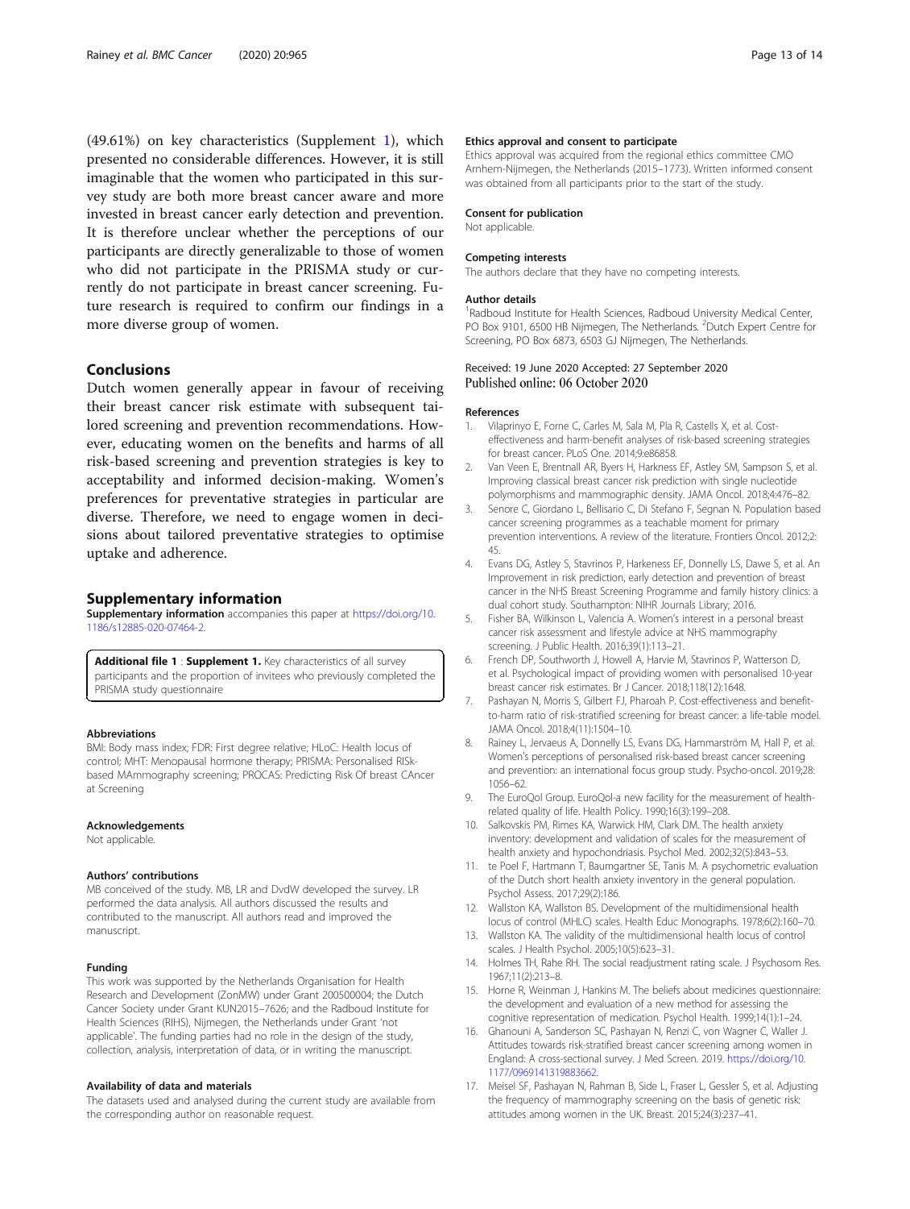(49.61%) on key characteristics (Supplement 1), which presented no considerable differences. However, it is still imaginable that the women who participated in this survey study are both more breast cancer aware and more invested in breast cancer early detection and prevention. It is therefore unclear whether the perceptions of our participants are directly generalizable to those of women who did not participate in the PRISMA study or currently do not participate in breast cancer screening. Future research is required to confirm our findings in a more diverse group of women.

## Conclusions

Dutch women generally appear in favour of receiving their breast cancer risk estimate with subsequent tailored screening and prevention recommendations. However, educating women on the benefits and harms of all risk-based screening and prevention strategies is key to acceptability and informed decision-making. Women's preferences for preventative strategies in particular are diverse. Therefore, we need to engage women in decisions about tailored preventative strategies to optimise uptake and adherence.

## Supplementary information

**Supplementary information** accompanies this paper at https://doi.org/10.1186/s12885-020-07464-2.

**Additional file 1** : **Supplement 1.** Key characteristics of all survey participants and the proportion of invitees who previously completed the PRISMA study questionnaire

### Abbreviations

BMI: Body mass index; FDR: First degree relative; HLoC: Health locus of control; MHT: Menopausal hormone therapy; PRISMA: Personalised RISk-based MAmmography screening; PROCAS: Predicting Risk Of breast CAncer at Screening

### Acknowledgements

Not applicable.

### Authors' contributions

MB conceived of the study. MB, LR and DvdW developed the survey. LR performed the data analysis. All authors discussed the results and contributed to the manuscript. All authors read and improved the manuscript.

### Funding

This work was supported by the Netherlands Organisation for Health Research and Development (ZonMW) under Grant 200500004; the Dutch Cancer Society under Grant KUN2015–7626; and the Radboud Institute for Health Sciences (RIHS), Nijmegen, the Netherlands under Grant 'not applicable'. The funding parties had no role in the design of the study, collection, analysis, interpretation of data, or in writing the manuscript.

### Availability of data and materials

The datasets used and analysed during the current study are available from the corresponding author on reasonable request.

### Ethics approval and consent to participate

Ethics approval was acquired from the regional ethics committee CMO Arnhem-Nijmegen, the Netherlands (2015–1773). Written informed consent was obtained from all participants prior to the start of the study.

### Consent for publication

Not applicable.

### Competing interests

The authors declare that they have no competing interests.

### Author details

[1]Radboud Institute for Health Sciences, Radboud University Medical Center, PO Box 9101, 6500 HB Nijmegen, The Netherlands. [2]Dutch Expert Centre for Screening, PO Box 6873, 6503 GJ Nijmegen, The Netherlands.

Received: 19 June 2020 Accepted: 27 September 2020
Published online: 06 October 2020

### References

1. Vilaprinyo E, Forne C, Carles M, Sala M, Pla R, Castells X, et al. Cost-effectiveness and harm-benefit analyses of risk-based screening strategies for breast cancer. PLoS One. 2014;9:e86858.
2. Van Veen E, Brentnall AR, Byers H, Harkness EF, Astley SM, Sampson S, et al. Improving classical breast cancer risk prediction with single nucleotide polymorphisms and mammographic density. JAMA Oncol. 2018;4:476–82.
3. Senore C, Giordano L, Bellisario C, Di Stefano F, Segnan N. Population based cancer screening programmes as a teachable moment for primary prevention interventions. A review of the literature. Frontiers Oncol. 2012;2:45.
4. Evans DG, Astley S, Stavrinos P, Harkeness EF, Donnelly LS, Dawe S, et al. An Improvement in risk prediction, early detection and prevention of breast cancer in the NHS Breast Screening Programme and family history clinics: a dual cohort study. Southampton: NIHR Journals Library; 2016.
5. Fisher BA, Wilkinson L, Valencia A. Women's interest in a personal breast cancer risk assessment and lifestyle advice at NHS mammography screening. J Public Health. 2016;39(1):113–21.
6. French DP, Southworth J, Howell A, Harvie M, Stavrinos P, Watterson D, et al. Psychological impact of providing women with personalised 10-year breast cancer risk estimates. Br J Cancer. 2018;118(12):1648.
7. Pashayan N, Morris S, Gilbert FJ, Pharoah P. Cost-effectiveness and benefit-to-harm ratio of risk-stratified screening for breast cancer: a life-table model. JAMA Oncol. 2018;4(11):1504–10.
8. Rainey L, Jervaeus A, Donnelly LS, Evans DG, Hammarström M, Hall P, et al. Women's perceptions of personalised risk-based breast cancer screening and prevention: an international focus group study. Psycho-oncol. 2019;28:1056–62.
9. The EuroQol Group. EuroQol-a new facility for the measurement of health-related quality of life. Health Policy. 1990;16(3):199–208.
10. Salkovskis PM, Rimes KA, Warwick HM, Clark DM. The health anxiety inventory: development and validation of scales for the measurement of health anxiety and hypochondriasis. Psychol Med. 2002;32(5):843–53.
11. te Poel F, Hartmann T, Baumgartner SE, Tanis M. A psychometric evaluation of the Dutch short health anxiety inventory in the general population. Psychol Assess. 2017;29(2):186.
12. Wallston KA, Wallston BS. Development of the multidimensional health locus of control (MHLC) scales. Health Educ Monographs. 1978;6(2):160–70.
13. Wallston KA. The validity of the multidimensional health locus of control scales. J Health Psychol. 2005;10(5):623–31.
14. Holmes TH, Rahe RH. The social readjustment rating scale. J Psychosom Res. 1967;11(2):213–8.
15. Horne R, Weinman J, Hankins M. The beliefs about medicines questionnaire: the development and evaluation of a new method for assessing the cognitive representation of medication. Psychol Health. 1999;14(1):1–24.
16. Ghanouni A, Sanderson SC, Pashayan N, Renzi C, von Wagner C, Waller J. Attitudes towards risk-stratified breast cancer screening among women in England: A cross-sectional survey. J Med Screen. 2019. https://doi.org/10.1177/0969141319883662.
17. Meisel SF, Pashayan N, Rahman B, Side L, Fraser L, Gessler S, et al. Adjusting the frequency of mammography screening on the basis of genetic risk: attitudes among women in the UK. Breast. 2015;24(3):237–41.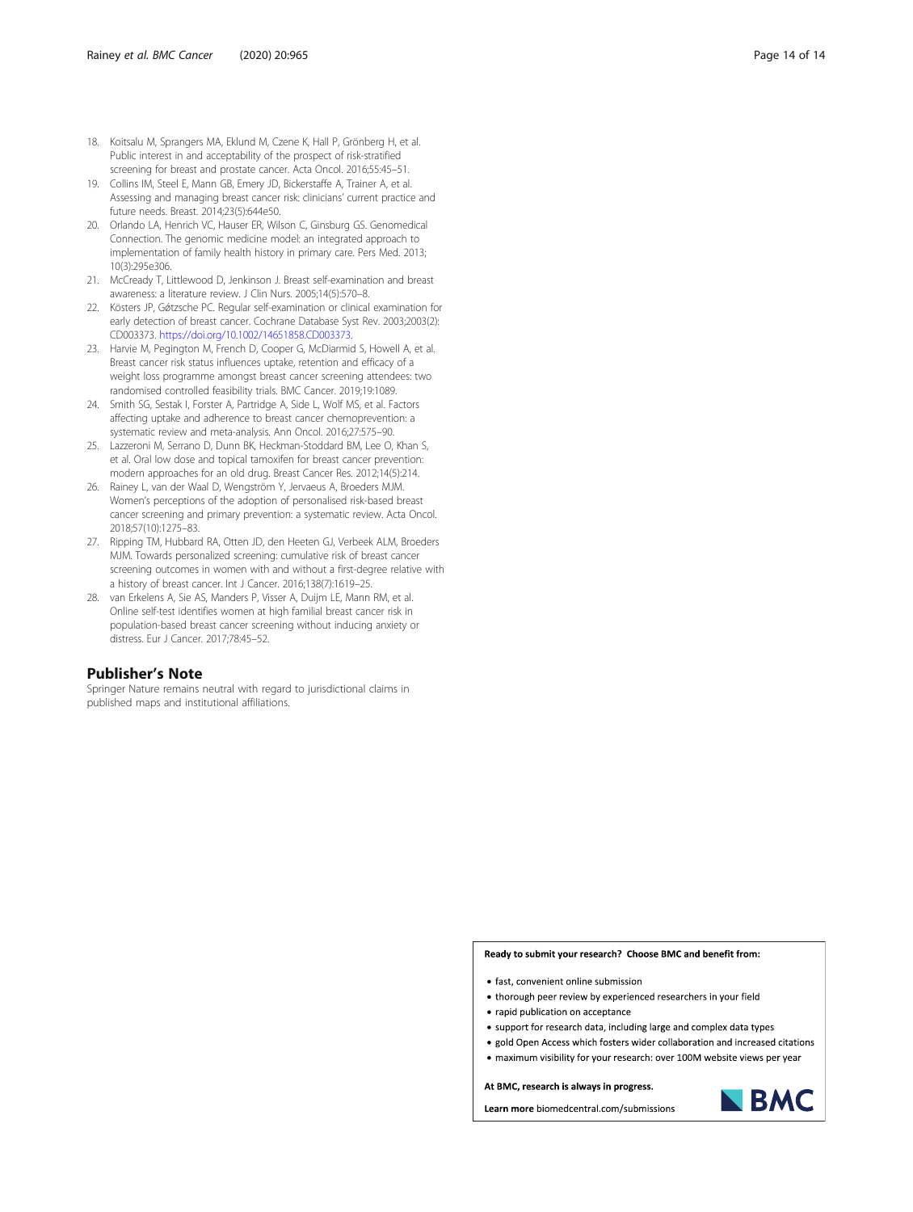18. Koitsalu M, Sprangers MA, Eklund M, Czene K, Hall P, Grönberg H, et al. Public interest in and acceptability of the prospect of risk-stratified screening for breast and prostate cancer. Acta Oncol. 2016;55:45–51.
19. Collins IM, Steel E, Mann GB, Emery JD, Bickerstaffe A, Trainer A, et al. Assessing and managing breast cancer risk: clinicians' current practice and future needs. Breast. 2014;23(5):644e50.
20. Orlando LA, Henrich VC, Hauser ER, Wilson C, Ginsburg GS. Genomedical Connection. The genomic medicine model: an integrated approach to implementation of family health history in primary care. Pers Med. 2013; 10(3):295e306.
21. McCready T, Littlewood D, Jenkinson J. Breast self-examination and breast awareness: a literature review. J Clin Nurs. 2005;14(5):570–8.
22. Kösters JP, Gøtzsche PC. Regular self-examination or clinical examination for early detection of breast cancer. Cochrane Database Syst Rev. 2003;2003(2): CD003373. https://doi.org/10.1002/14651858.CD003373.
23. Harvie M, Pegington M, French D, Cooper G, McDiarmid S, Howell A, et al. Breast cancer risk status influences uptake, retention and efficacy of a weight loss programme amongst breast cancer screening attendees: two randomised controlled feasibility trials. BMC Cancer. 2019;19:1089.
24. Smith SG, Sestak I, Forster A, Partridge A, Side L, Wolf MS, et al. Factors affecting uptake and adherence to breast cancer chemoprevention: a systematic review and meta-analysis. Ann Oncol. 2016;27:575–90.
25. Lazzeroni M, Serrano D, Dunn BK, Heckman-Stoddard BM, Lee O, Khan S, et al. Oral low dose and topical tamoxifen for breast cancer prevention: modern approaches for an old drug. Breast Cancer Res. 2012;14(5):214.
26. Rainey L, van der Waal D, Wengström Y, Jervaeus A, Broeders MJM. Women's perceptions of the adoption of personalised risk-based breast cancer screening and primary prevention: a systematic review. Acta Oncol. 2018;57(10):1275–83.
27. Ripping TM, Hubbard RA, Otten JD, den Heeten GJ, Verbeek ALM, Broeders MJM. Towards personalized screening: cumulative risk of breast cancer screening outcomes in women with and without a first-degree relative with a history of breast cancer. Int J Cancer. 2016;138(7):1619–25.
28. van Erkelens A, Sie AS, Manders P, Visser A, Duijm LE, Mann RM, et al. Online self-test identifies women at high familial breast cancer risk in population-based breast cancer screening without inducing anxiety or distress. Eur J Cancer. 2017;78:45–52.

## Publisher's Note

Springer Nature remains neutral with regard to jurisdictional claims in published maps and institutional affiliations.

**Ready to submit your research? Choose BMC and benefit from:**

- fast, convenient online submission
- thorough peer review by experienced researchers in your field
- rapid publication on acceptance
- support for research data, including large and complex data types
- gold Open Access which fosters wider collaboration and increased citations
- maximum visibility for your research: over 100M website views per year

**At BMC, research is always in progress.**

**Learn more** biomedcentral.com/submissions

BMC